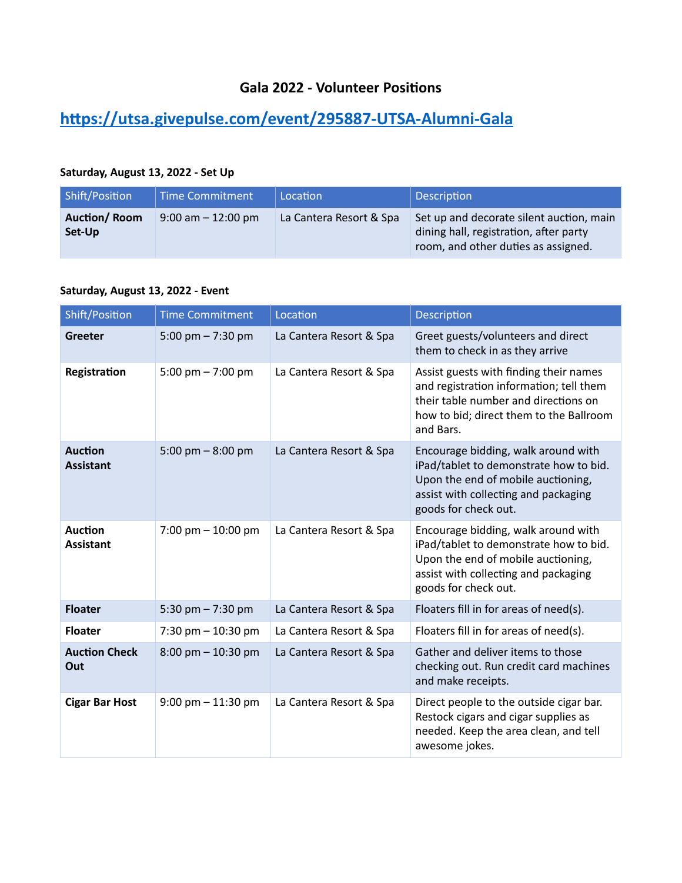# Gala 2022 - Volunteer Positions

## [https://utsa.givepulse.com/event/295887-UTSA-Alumni-Gala](https://utsa.givepulse.com/event/295887-UTSA-Alumni-Gala)

**Saturday, August 13, 2022 - Set Up**

| Shift/Position | Time Commitment | Location | Description |
|---|---|---|---|
| **Auction/ Room Set-Up** | 9:00 am – 12:00 pm | La Cantera Resort & Spa | Set up and decorate silent auction, main dining hall, registration, after party room, and other duties as assigned. |

**Saturday, August 13, 2022 - Event**

| Shift/Position | Time Commitment | Location | Description |
|---|---|---|---|
| **Greeter** | 5:00 pm – 7:30 pm | La Cantera Resort & Spa | Greet guests/volunteers and direct them to check in as they arrive |
| **Registration** | 5:00 pm – 7:00 pm | La Cantera Resort & Spa | Assist guests with finding their names and registration information; tell them their table number and directions on how to bid; direct them to the Ballroom and Bars. |
| **Auction Assistant** | 5:00 pm – 8:00 pm | La Cantera Resort & Spa | Encourage bidding, walk around with iPad/tablet to demonstrate how to bid. Upon the end of mobile auctioning, assist with collecting and packaging goods for check out. |
| **Auction Assistant** | 7:00 pm – 10:00 pm | La Cantera Resort & Spa | Encourage bidding, walk around with iPad/tablet to demonstrate how to bid. Upon the end of mobile auctioning, assist with collecting and packaging goods for check out. |
| **Floater** | 5:30 pm – 7:30 pm | La Cantera Resort & Spa | Floaters fill in for areas of need(s). |
| **Floater** | 7:30 pm – 10:30 pm | La Cantera Resort & Spa | Floaters fill in for areas of need(s). |
| **Auction Check Out** | 8:00 pm – 10:30 pm | La Cantera Resort & Spa | Gather and deliver items to those checking out. Run credit card machines and make receipts. |
| **Cigar Bar Host** | 9:00 pm – 11:30 pm | La Cantera Resort & Spa | Direct people to the outside cigar bar. Restock cigars and cigar supplies as needed. Keep the area clean, and tell awesome jokes. |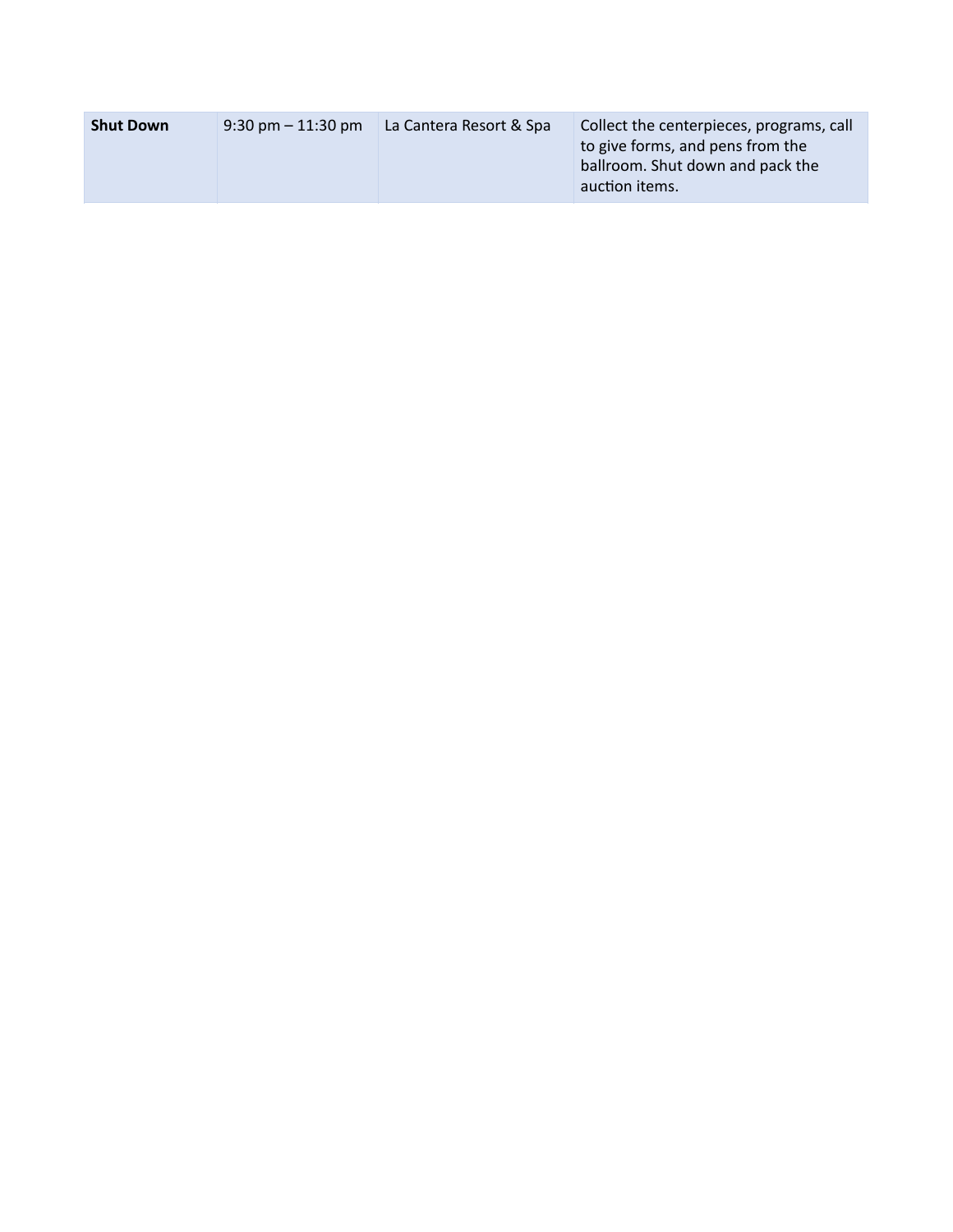| | | | |
|---|---|---|---|
| **Shut Down** | 9:30 pm – 11:30 pm | La Cantera Resort & Spa | Collect the centerpieces, programs, call to give forms, and pens from the ballroom. Shut down and pack the auction items. |